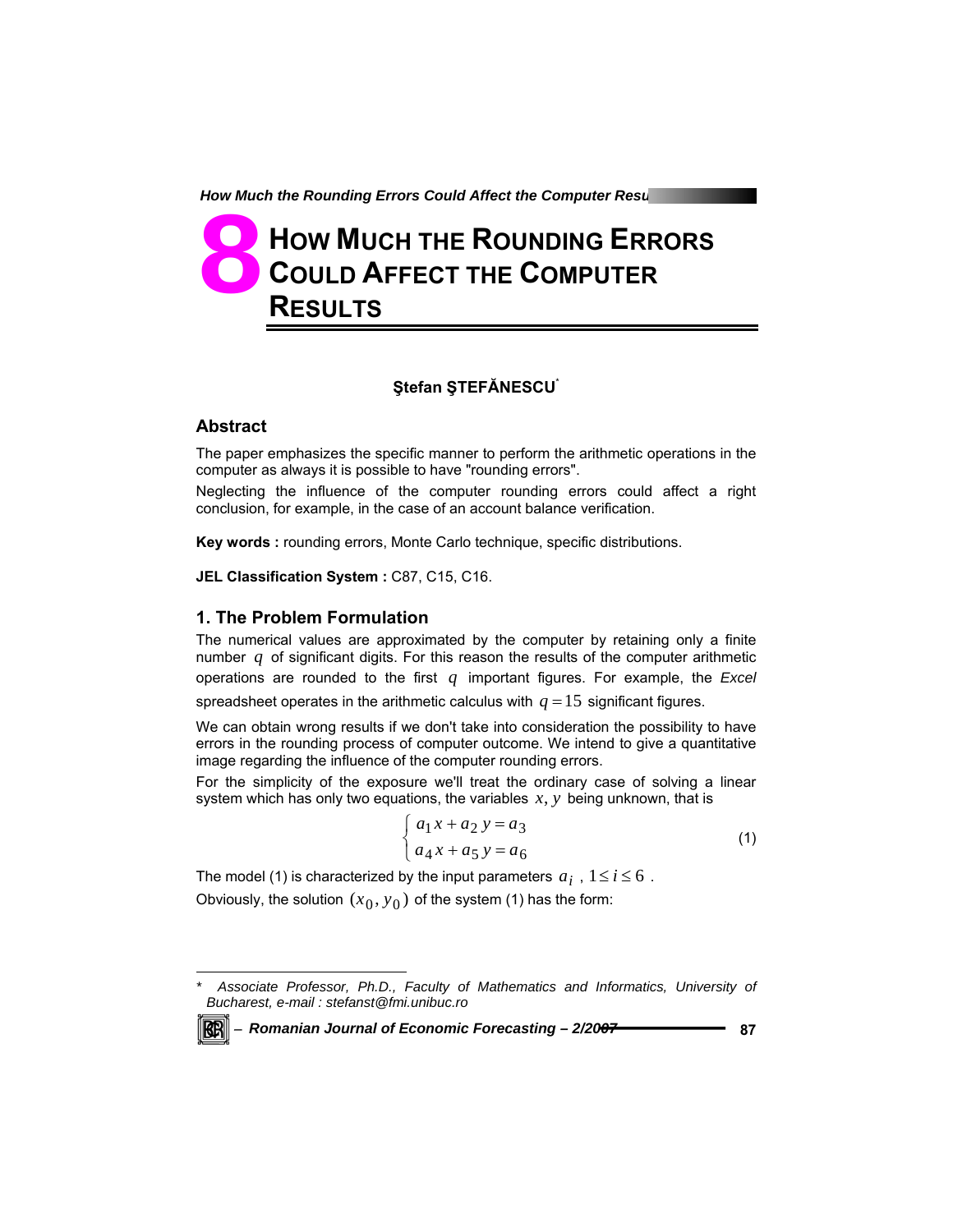# 8 HOW MUCH THE ROUNDING ERRORS COULD AFFECT THE COMPUTER RESULTS

**Ştefan ŞTEFĂNESCU***

## Abstract

The paper emphasizes the specific manner to perform the arithmetic operations in the computer as always it is possible to have "rounding errors".

Neglecting the influence of the computer rounding errors could affect a right conclusion, for example, in the case of an account balance verification.

**Key words :** rounding errors, Monte Carlo technique, specific distributions.

**JEL Classification System :** C87, C15, C16.

## 1. The Problem Formulation

The numerical values are approximated by the computer by retaining only a finite number $q$ of significant digits. For this reason the results of the computer arithmetic operations are rounded to the first $q$ important figures. For example, the *Excel* spreadsheet operates in the arithmetic calculus with $q = 15$ significant figures.

We can obtain wrong results if we don't take into consideration the possibility to have errors in the rounding process of computer outcome. We intend to give a quantitative image regarding the influence of the computer rounding errors.

For the simplicity of the exposure we'll treat the ordinary case of solving a linear system which has only two equations, the variables $x, y$ being unknown, that is

$$\begin{cases} a_1 x + a_2 y = a_3 \\ a_4 x + a_5 y = a_6 \end{cases} \tag{1}$$

The model (1) is characterized by the input parameters $a_i$ , $1 \le i \le 6$ .

Obviously, the solution $(x_0, y_0)$ of the system (1) has the form:

---

\* *Associate Professor, Ph.D., Faculty of Mathematics and Informatics, University of Bucharest, e-mail : stefanst@fmi.unibuc.ro*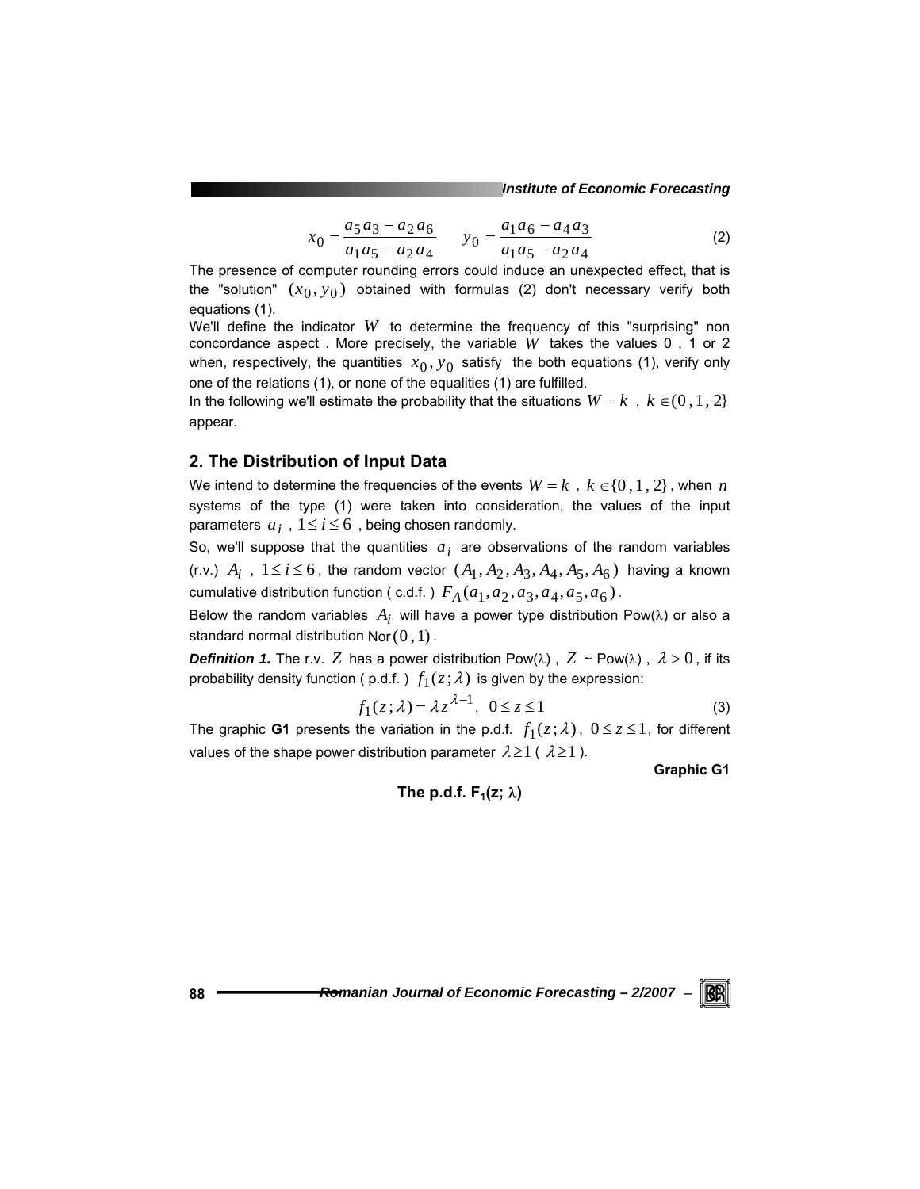$$x_0 = \frac{a_5 a_3 - a_2 a_6}{a_1 a_5 - a_2 a_4} \qquad y_0 = \frac{a_1 a_6 - a_4 a_3}{a_1 a_5 - a_2 a_4} \tag{2}$$

The presence of computer rounding errors could induce an unexpected effect, that is the "solution" $(x_0, y_0)$ obtained with formulas (2) don't necessary verify both equations (1).

We'll define the indicator $W$ to determine the frequency of this "surprising" non concordance aspect . More precisely, the variable $W$ takes the values 0 , 1 or 2 when, respectively, the quantities $x_0, y_0$ satisfy the both equations (1), verify only one of the relations (1), or none of the equalities (1) are fulfilled.

In the following we'll estimate the probability that the situations $W = k$ , $k \in (0, 1, 2\}$ appear.

## 2. The Distribution of Input Data

We intend to determine the frequencies of the events $W = k$ , $k \in \{0, 1, 2\}$, when $n$ systems of the type (1) were taken into consideration, the values of the input parameters $a_i$ , $1 \le i \le 6$ , being chosen randomly.

So, we'll suppose that the quantities $a_i$ are observations of the random variables (r.v.) $A_i$ , $1 \le i \le 6$, the random vector $(A_1, A_2, A_3, A_4, A_5, A_6)$ having a known cumulative distribution function ( c.d.f. ) $F_A(a_1, a_2, a_3, a_4, a_5, a_6)$.

Below the random variables $A_i$ will have a power type distribution Pow($\lambda$) or also a standard normal distribution Nor$(0, 1)$.

***Definition 1.*** The r.v. $Z$ has a power distribution Pow($\lambda$) , $Z$ ~ Pow($\lambda$) , $\lambda > 0$, if its probability density function ( p.d.f. ) $f_1(z; \lambda)$ is given by the expression:

$$f_1(z; \lambda) = \lambda z^{\lambda - 1}, \;\; 0 \le z \le 1 \tag{3}$$

The graphic **G1** presents the variation in the p.d.f. $f_1(z; \lambda)$, $0 \le z \le 1$, for different values of the shape power distribution parameter $\lambda \ge 1$ ( $\lambda \ge 1$ ).

**Graphic G1**

**The p.d.f. $F_1$(z; λ)**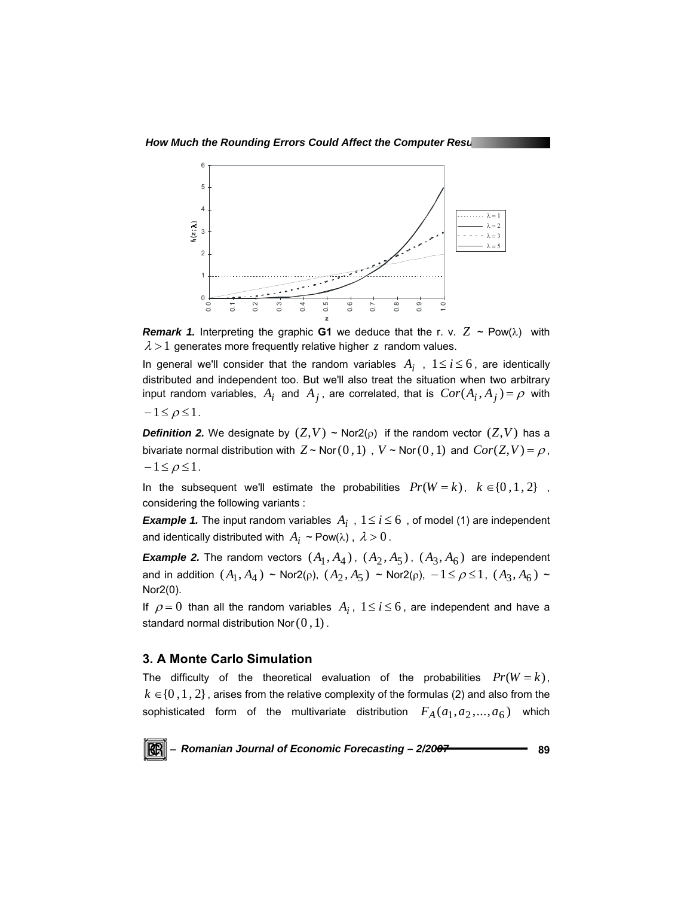**Remark 1.** Interpreting the graphic **G1** we deduce that the r. v. $Z$ ~ Pow(λ) with $\lambda > 1$ generates more frequently relative higher $z$ random values.

In general we'll consider that the random variables $A_i$ , $1 \leq i \leq 6$ , are identically distributed and independent too. But we'll also treat the situation when two arbitrary input random variables, $A_i$ and $A_j$ , are correlated, that is $Cor(A_i, A_j) = \rho$ with $-1 \leq \rho \leq 1$.

**Definition 2.** We designate by $(Z,V)$ ~ Nor2(ρ) if the random vector $(Z,V)$ has a bivariate normal distribution with $Z$ ~ Nor$(0,1)$ , $V$ ~ Nor$(0,1)$ and $Cor(Z,V) = \rho$, $-1 \leq \rho \leq 1$.

In the subsequent we'll estimate the probabilities $Pr(W = k)$, $k \in \{0,1,2\}$ , considering the following variants :

**Example 1.** The input random variables $A_i$ , $1 \leq i \leq 6$ , of model (1) are independent and identically distributed with $A_i$ ~ Pow(λ) , $\lambda > 0$ .

**Example 2.** The random vectors $(A_1, A_4)$, $(A_2, A_5)$, $(A_3, A_6)$ are independent and in addition $(A_1, A_4)$ ~ Nor2(ρ), $(A_2, A_5)$ ~ Nor2(ρ), $-1 \leq \rho \leq 1$, $(A_3, A_6)$ ~ Nor2(0).

If $\rho = 0$ than all the random variables $A_i$, $1 \leq i \leq 6$, are independent and have a standard normal distribution Nor$(0,1)$.

## 3. A Monte Carlo Simulation

The difficulty of the theoretical evaluation of the probabilities $Pr(W = k)$, $k \in \{0,1,2\}$, arises from the relative complexity of the formulas (2) and also from the sophisticated form of the multivariate distribution $F_A(a_1, a_2, ..., a_6)$ which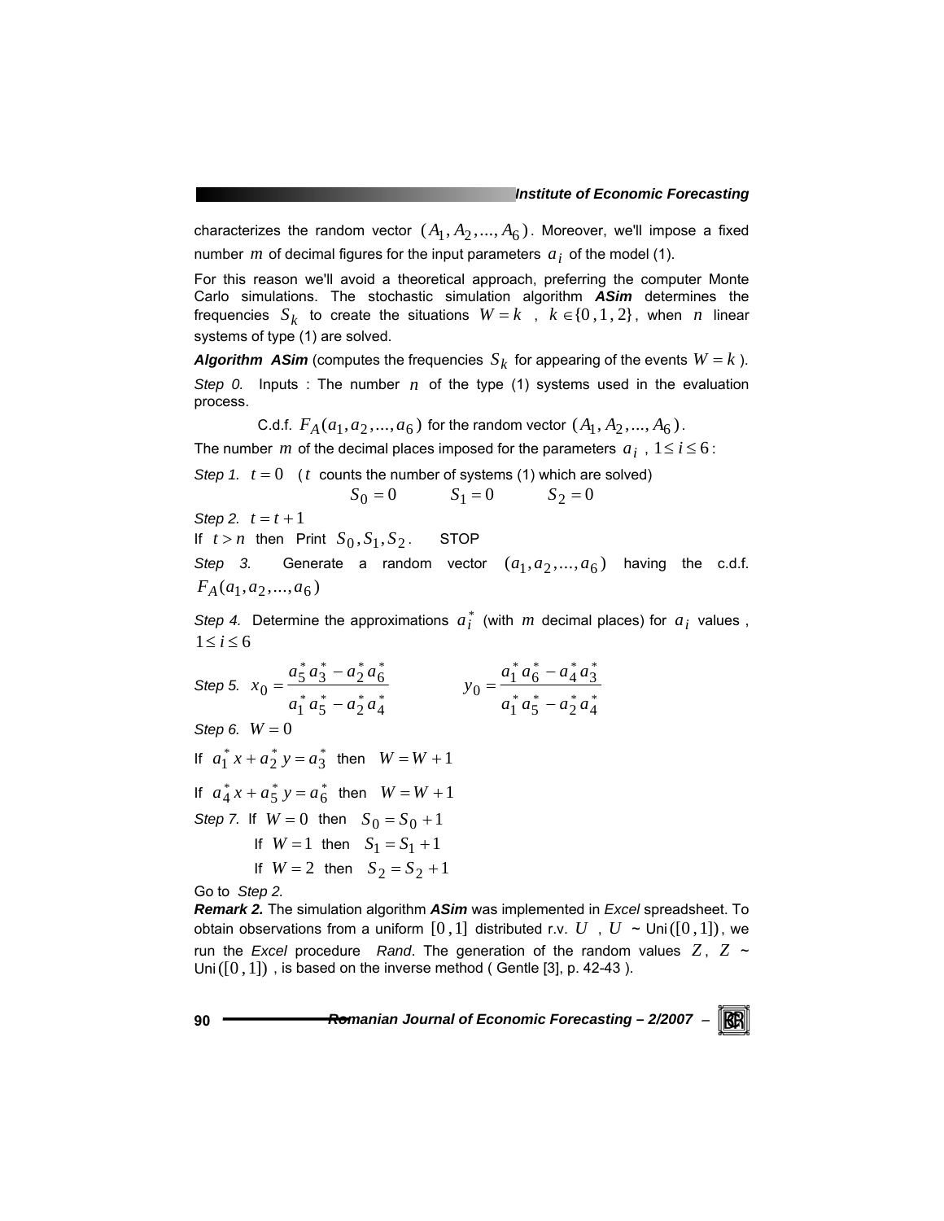characterizes the random vector $(A_1, A_2, ..., A_6)$. Moreover, we'll impose a fixed number $m$ of decimal figures for the input parameters $a_i$ of the model (1).

For this reason we'll avoid a theoretical approach, preferring the computer Monte Carlo simulations. The stochastic simulation algorithm ***ASim*** determines the frequencies $S_k$ to create the situations $W = k$ , $k \in \{0, 1, 2\}$, when $n$ linear systems of type (1) are solved.

***Algorithm ASim*** (computes the frequencies $S_k$ for appearing of the events $W = k$ ).

*Step 0.* Inputs : The number $n$ of the type (1) systems used in the evaluation process.

C.d.f. $F_A(a_1, a_2, ..., a_6)$ for the random vector $(A_1, A_2, ..., A_6)$.

The number $m$ of the decimal places imposed for the parameters $a_i$ , $1 \le i \le 6$ :

*Step 1.* $t = 0$ ( $t$ counts the number of systems (1) which are solved)

$$S_0 = 0 \qquad S_1 = 0 \qquad S_2 = 0$$

*Step 2.* $t = t + 1$

If $t > n$ then Print $S_0, S_1, S_2$. STOP

*Step 3.* Generate a random vector $(a_1, a_2, ..., a_6)$ having the c.d.f. $F_A(a_1, a_2, ..., a_6)$

*Step 4.* Determine the approximations $a_i^*$ (with $m$ decimal places) for $a_i$ values , $1 \le i \le 6$

*Step 5.* $x_0 = \dfrac{a_5^* a_3^* - a_2^* a_6^*}{a_1^* a_5^* - a_2^* a_4^*}$ $\qquad y_0 = \dfrac{a_1^* a_6^* - a_4^* a_3^*}{a_1^* a_5^* - a_2^* a_4^*}$

*Step 6.* $W = 0$

If $a_1^* x + a_2^* y = a_3^*$ then $W = W + 1$

If $a_4^* x + a_5^* y = a_6^*$ then $W = W + 1$

*Step 7.* If $W = 0$ then $S_0 = S_0 + 1$

If $W = 1$ then $S_1 = S_1 + 1$

If $W = 2$ then $S_2 = S_2 + 1$

Go to *Step 2.*

***Remark 2.*** The simulation algorithm ***ASim*** was implemented in *Excel* spreadsheet. To obtain observations from a uniform $[0, 1]$ distributed r.v. $U$ , $U$ ~ Uni$([0, 1])$, we run the *Excel* procedure *Rand*. The generation of the random values $Z$, $Z$ ~ Uni$([0, 1])$ , is based on the inverse method ( Gentle [3], p. 42-43 ).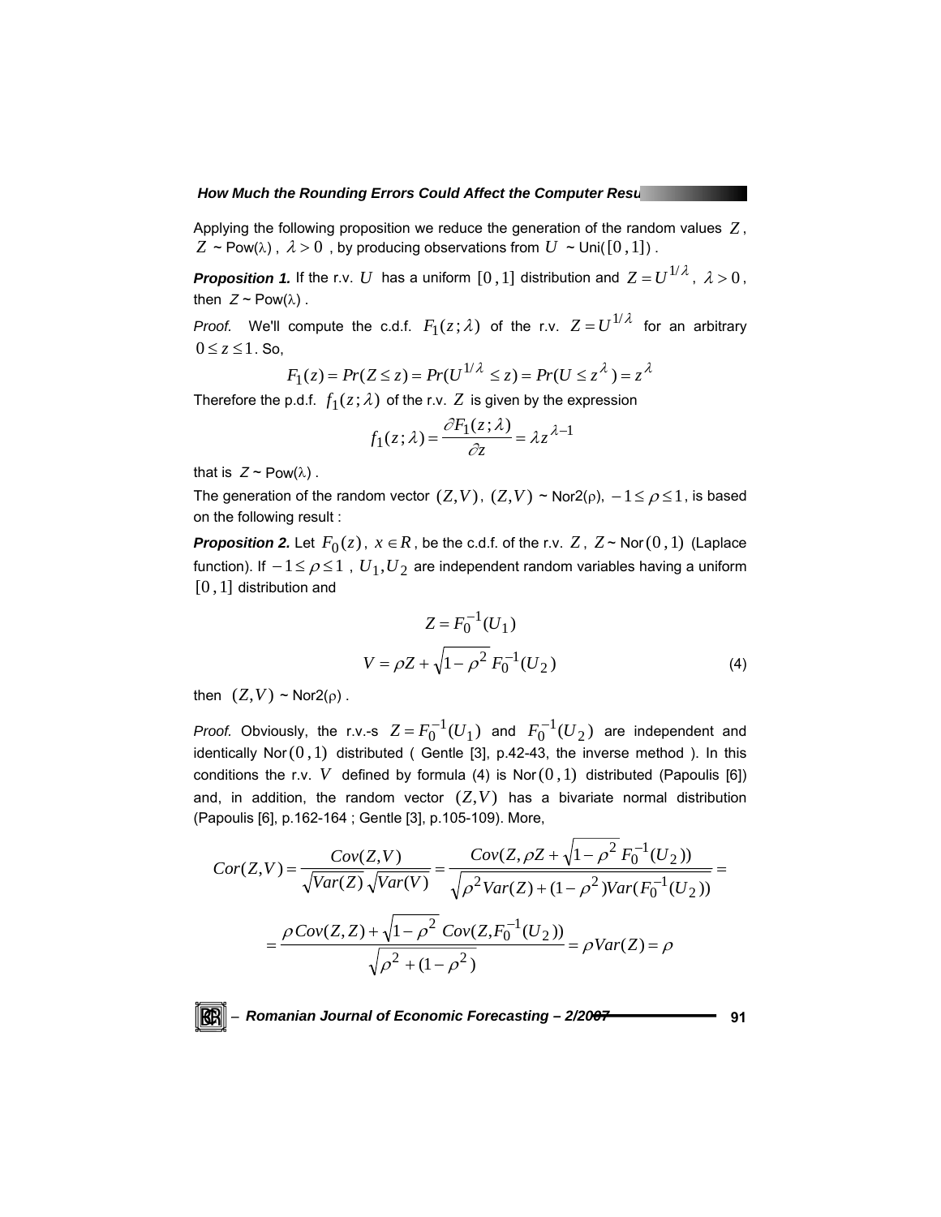Applying the following proposition we reduce the generation of the random values $Z$, $Z$ ~ Pow(λ), $\lambda > 0$, by producing observations from $U$ ~ Uni($[0,1]$).

***Proposition 1.*** If the r.v. $U$ has a uniform $[0,1]$ distribution and $Z = U^{1/\lambda}$, $\lambda > 0$, then $Z$ ~ Pow(λ).

*Proof.* We'll compute the c.d.f. $F_1(z;\lambda)$ of the r.v. $Z = U^{1/\lambda}$ for an arbitrary $0 \le z \le 1$. So,

$$F_1(z) = Pr(Z \le z) = Pr(U^{1/\lambda} \le z) = Pr(U \le z^{\lambda}) = z^{\lambda}$$

Therefore the p.d.f. $f_1(z;\lambda)$ of the r.v. $Z$ is given by the expression

$$f_1(z;\lambda) = \frac{\partial F_1(z;\lambda)}{\partial z} = \lambda z^{\lambda - 1}$$

that is $Z$ ~ Pow(λ).

The generation of the random vector $(Z,V)$, $(Z,V)$ ~ Nor2(ρ), $-1 \le \rho \le 1$, is based on the following result :

***Proposition 2.*** Let $F_0(z)$, $x \in R$, be the c.d.f. of the r.v. $Z$, $Z$ ~ Nor$(0,1)$ (Laplace function). If $-1 \le \rho \le 1$, $U_1, U_2$ are independent random variables having a uniform $[0,1]$ distribution and

$$Z = F_0^{-1}(U_1)$$

$$V = \rho Z + \sqrt{1-\rho^2}\, F_0^{-1}(U_2) \tag{4}$$

then $(Z,V)$ ~ Nor2(ρ).

*Proof.* Obviously, the r.v.-s $Z = F_0^{-1}(U_1)$ and $F_0^{-1}(U_2)$ are independent and identically Nor$(0,1)$ distributed ( Gentle [3], p.42-43, the inverse method ). In this conditions the r.v. $V$ defined by formula (4) is Nor$(0,1)$ distributed (Papoulis [6]) and, in addition, the random vector $(Z,V)$ has a bivariate normal distribution (Papoulis [6], p.162-164 ; Gentle [3], p.105-109). More,

$$Cor(Z,V) = \frac{Cov(Z,V)}{\sqrt{Var(Z)}\sqrt{Var(V)}} = \frac{Cov(Z, \rho Z + \sqrt{1-\rho^2}\, F_0^{-1}(U_2))}{\sqrt{\rho^2 Var(Z) + (1-\rho^2) Var(F_0^{-1}(U_2))}} =$$

$$= \frac{\rho Cov(Z,Z) + \sqrt{1-\rho^2}\; Cov(Z, F_0^{-1}(U_2))}{\sqrt{\rho^2 + (1-\rho^2)}} = \rho Var(Z) = \rho$$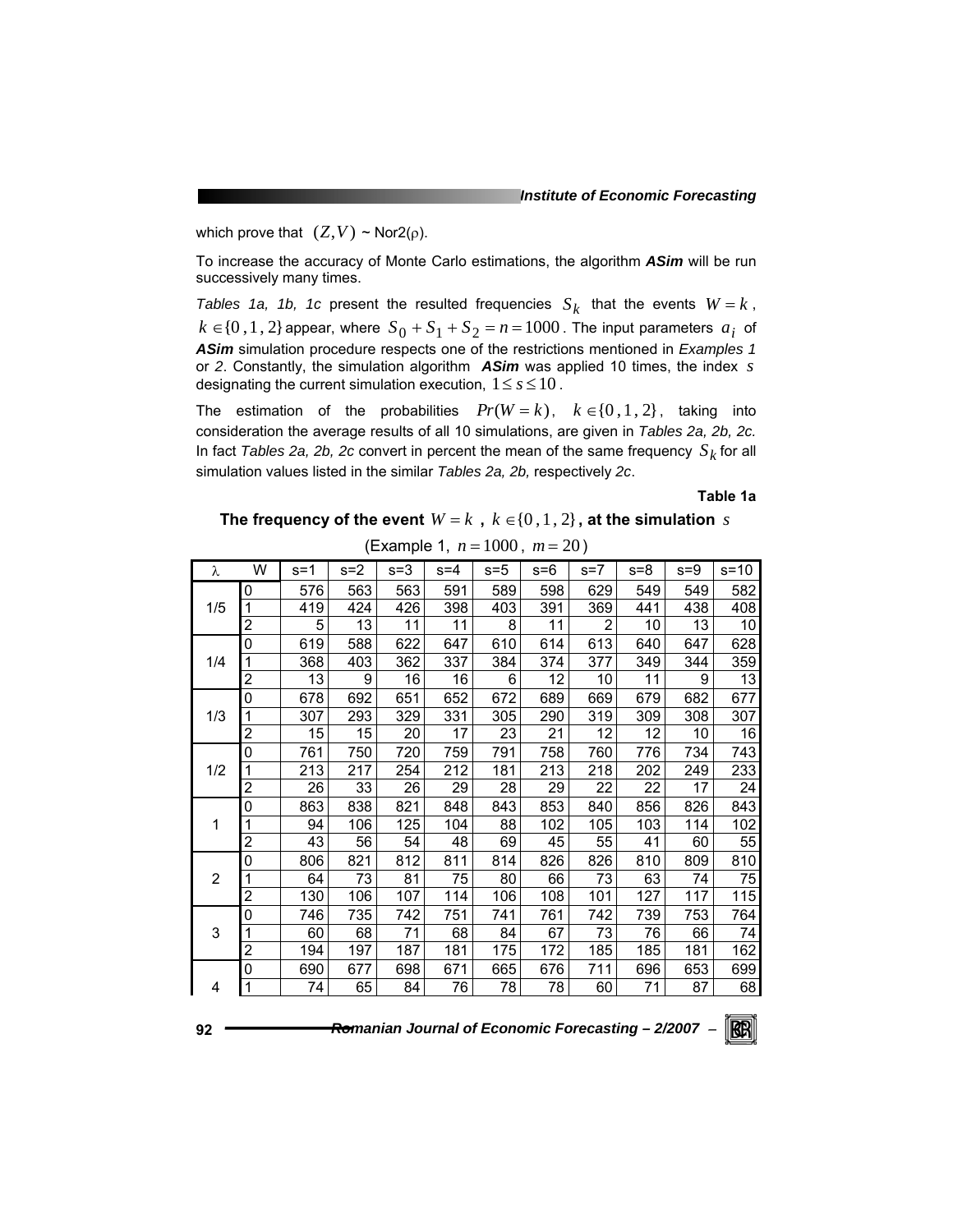which prove that $(Z,V)$ ~ Nor2(ρ).

To increase the accuracy of Monte Carlo estimations, the algorithm ***ASim*** will be run successively many times.

*Tables 1a, 1b, 1c* present the resulted frequencies $S_k$ that the events $W = k$, $k \in \{0, 1, 2\}$ appear, where $S_0 + S_1 + S_2 = n = 1000$. The input parameters $a_i$ of ***ASim*** simulation procedure respects one of the restrictions mentioned in *Examples 1* or *2*. Constantly, the simulation algorithm ***ASim*** was applied 10 times, the index $s$ designating the current simulation execution, $1 \le s \le 10$.

The estimation of the probabilities $Pr(W = k)$, $k \in \{0, 1, 2\}$, taking into consideration the average results of all 10 simulations, are given in *Tables 2a, 2b, 2c.* In fact *Tables 2a, 2b, 2c* convert in percent the mean of the same frequency $S_k$ for all simulation values listed in the similar *Tables 2a, 2b,* respectively *2c*.

**Table 1a**

**The frequency of the event $W = k$, $k \in \{0, 1, 2\}$, at the simulation $s$**

(Example 1, $n = 1000$, $m = 20$)

| λ | W | s=1 | s=2 | s=3 | s=4 | s=5 | s=6 | s=7 | s=8 | s=9 | s=10 |
|---|---|---|---|---|---|---|---|---|---|---|---|
| 1/5 | 0 | 576 | 563 | 563 | 591 | 589 | 598 | 629 | 549 | 549 | 582 |
| | 1 | 419 | 424 | 426 | 398 | 403 | 391 | 369 | 441 | 438 | 408 |
| | 2 | 5 | 13 | 11 | 11 | 8 | 11 | 2 | 10 | 13 | 10 |
| 1/4 | 0 | 619 | 588 | 622 | 647 | 610 | 614 | 613 | 640 | 647 | 628 |
| | 1 | 368 | 403 | 362 | 337 | 384 | 374 | 377 | 349 | 344 | 359 |
| | 2 | 13 | 9 | 16 | 16 | 6 | 12 | 10 | 11 | 9 | 13 |
| 1/3 | 0 | 678 | 692 | 651 | 652 | 672 | 689 | 669 | 679 | 682 | 677 |
| | 1 | 307 | 293 | 329 | 331 | 305 | 290 | 319 | 309 | 308 | 307 |
| | 2 | 15 | 15 | 20 | 17 | 23 | 21 | 12 | 12 | 10 | 16 |
| 1/2 | 0 | 761 | 750 | 720 | 759 | 791 | 758 | 760 | 776 | 734 | 743 |
| | 1 | 213 | 217 | 254 | 212 | 181 | 213 | 218 | 202 | 249 | 233 |
| | 2 | 26 | 33 | 26 | 29 | 28 | 29 | 22 | 22 | 17 | 24 |
| 1 | 0 | 863 | 838 | 821 | 848 | 843 | 853 | 840 | 856 | 826 | 843 |
| | 1 | 94 | 106 | 125 | 104 | 88 | 102 | 105 | 103 | 114 | 102 |
| | 2 | 43 | 56 | 54 | 48 | 69 | 45 | 55 | 41 | 60 | 55 |
| 2 | 0 | 806 | 821 | 812 | 811 | 814 | 826 | 826 | 810 | 809 | 810 |
| | 1 | 64 | 73 | 81 | 75 | 80 | 66 | 73 | 63 | 74 | 75 |
| | 2 | 130 | 106 | 107 | 114 | 106 | 108 | 101 | 127 | 117 | 115 |
| 3 | 0 | 746 | 735 | 742 | 751 | 741 | 761 | 742 | 739 | 753 | 764 |
| | 1 | 60 | 68 | 71 | 68 | 84 | 67 | 73 | 76 | 66 | 74 |
| | 2 | 194 | 197 | 187 | 181 | 175 | 172 | 185 | 185 | 181 | 162 |
| 4 | 0 | 690 | 677 | 698 | 671 | 665 | 676 | 711 | 696 | 653 | 699 |
| | 1 | 74 | 65 | 84 | 76 | 78 | 78 | 60 | 71 | 87 | 68 |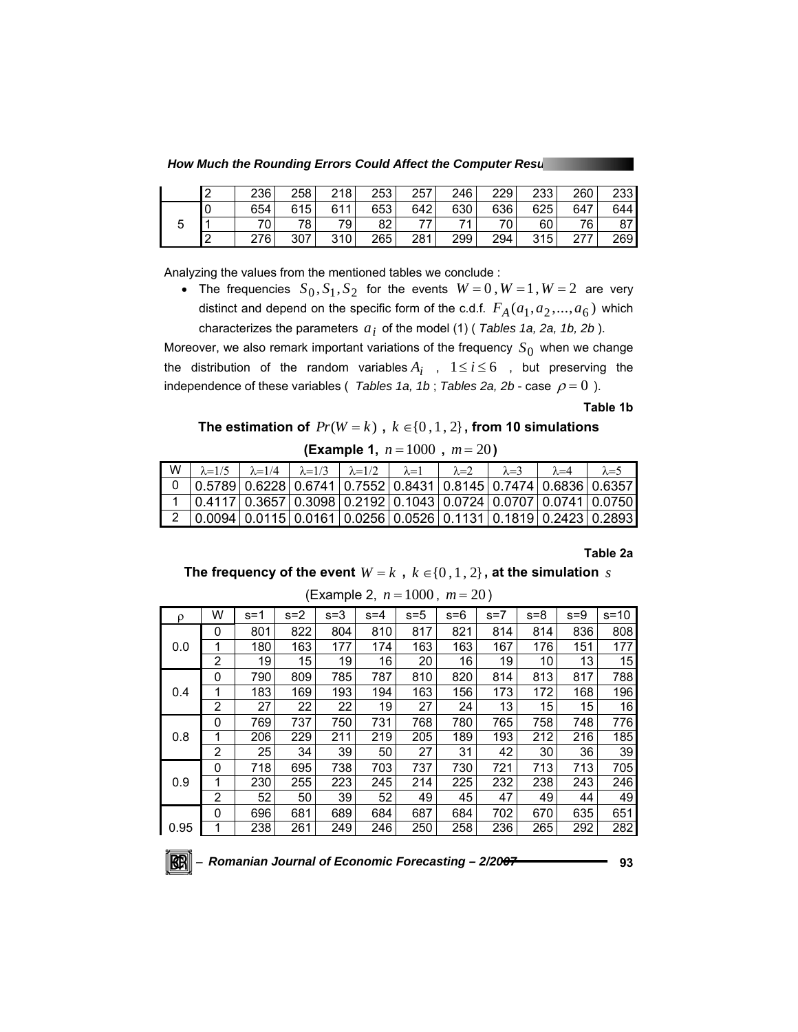| | 2 | 236 | 258 | 218 | 253 | 257 | 246 | 229 | 233 | 260 | 233 |
|---|---|---|---|---|---|---|---|---|---|---|---|
| 5 | 0 | 654 | 615 | 611 | 653 | 642 | 630 | 636 | 625 | 647 | 644 |
| | 1 | 70 | 78 | 79 | 82 | 77 | 71 | 70 | 60 | 76 | 87 |
| | 2 | 276 | 307 | 310 | 265 | 281 | 299 | 294 | 315 | 277 | 269 |

Analyzing the values from the mentioned tables we conclude :

- The frequencies $S_0, S_1, S_2$ for the events $W=0, W=1, W=2$ are very distinct and depend on the specific form of the c.d.f. $F_A(a_1, a_2, ..., a_6)$ which characterizes the parameters $a_i$ of the model (1) ( *Tables 1a, 2a, 1b, 2b* ).

Moreover, we also remark important variations of the frequency $S_0$ when we change the distribution of the random variables $A_i$ , $1 \le i \le 6$ , but preserving the independence of these variables ( *Tables 1a, 1b* ; *Tables 2a, 2b* - case $\rho = 0$ ).

**Table 1b**

**The estimation of $Pr(W=k)$ , $k \in \{0, 1, 2\}$, from 10 simulations**

**(Example 1, $n = 1000$ , $m = 20$)**

| W | $\lambda$=1/5 | $\lambda$=1/4 | $\lambda$=1/3 | $\lambda$=1/2 | $\lambda$=1 | $\lambda$=2 | $\lambda$=3 | $\lambda$=4 | $\lambda$=5 |
|---|---|---|---|---|---|---|---|---|---|
| 0 | 0.5789 | 0.6228 | 0.6741 | 0.7552 | 0.8431 | 0.8145 | 0.7474 | 0.6836 | 0.6357 |
| 1 | 0.4117 | 0.3657 | 0.3098 | 0.2192 | 0.1043 | 0.0724 | 0.0707 | 0.0741 | 0.0750 |
| 2 | 0.0094 | 0.0115 | 0.0161 | 0.0256 | 0.0526 | 0.1131 | 0.1819 | 0.2423 | 0.2893 |

**Table 2a**

**The frequency of the event $W = k$ , $k \in \{0, 1, 2\}$, at the simulation $s$**

(Example 2, $n = 1000$ , $m = 20$ )

| $\rho$ | W | s=1 | s=2 | s=3 | s=4 | s=5 | s=6 | s=7 | s=8 | s=9 | s=10 |
|---|---|---|---|---|---|---|---|---|---|---|---|
| 0.0 | 0 | 801 | 822 | 804 | 810 | 817 | 821 | 814 | 814 | 836 | 808 |
| | 1 | 180 | 163 | 177 | 174 | 163 | 163 | 167 | 176 | 151 | 177 |
| | 2 | 19 | 15 | 19 | 16 | 20 | 16 | 19 | 10 | 13 | 15 |
| 0.4 | 0 | 790 | 809 | 785 | 787 | 810 | 820 | 814 | 813 | 817 | 788 |
| | 1 | 183 | 169 | 193 | 194 | 163 | 156 | 173 | 172 | 168 | 196 |
| | 2 | 27 | 22 | 22 | 19 | 27 | 24 | 13 | 15 | 15 | 16 |
| 0.8 | 0 | 769 | 737 | 750 | 731 | 768 | 780 | 765 | 758 | 748 | 776 |
| | 1 | 206 | 229 | 211 | 219 | 205 | 189 | 193 | 212 | 216 | 185 |
| | 2 | 25 | 34 | 39 | 50 | 27 | 31 | 42 | 30 | 36 | 39 |
| 0.9 | 0 | 718 | 695 | 738 | 703 | 737 | 730 | 721 | 713 | 713 | 705 |
| | 1 | 230 | 255 | 223 | 245 | 214 | 225 | 232 | 238 | 243 | 246 |
| | 2 | 52 | 50 | 39 | 52 | 49 | 45 | 47 | 49 | 44 | 49 |
| 0.95 | 0 | 696 | 681 | 689 | 684 | 687 | 684 | 702 | 670 | 635 | 651 |
| | 1 | 238 | 261 | 249 | 246 | 250 | 258 | 236 | 265 | 292 | 282 |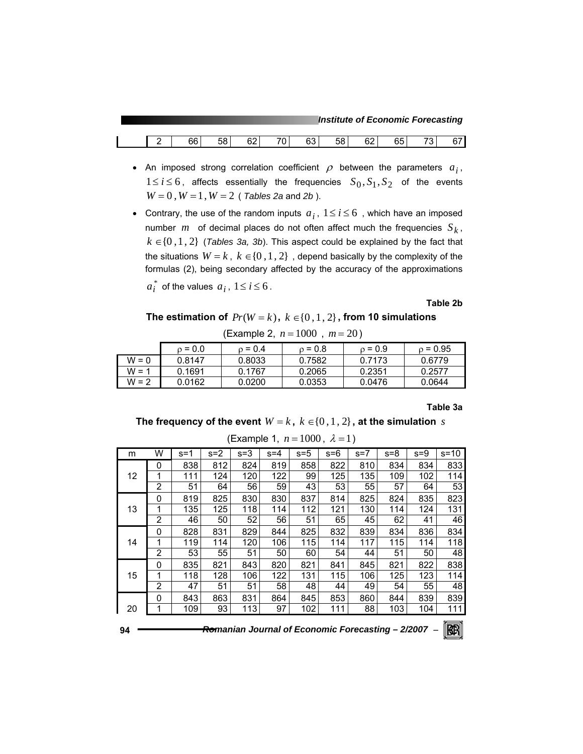| | 2 | 66 | 58 | 62 | 70 | 63 | 58 | 62 | 65 | 73 | 67 |
|---|---|---|---|---|---|---|---|---|---|---|---|

- An imposed strong correlation coefficient $\rho$ between the parameters $a_i$, $1 \le i \le 6$, affects essentially the frequencies $S_0, S_1, S_2$ of the events $W = 0$, $W = 1$, $W = 2$ ( *Tables 2a* and *2b* ).
- Contrary, the use of the random inputs $a_i$, $1 \le i \le 6$ , which have an imposed number $m$ of decimal places do not often affect much the frequencies $S_k$, $k \in \{0, 1, 2\}$ (*Tables 3a, 3b*). This aspect could be explained by the fact that the situations $W = k$, $k \in \{0, 1, 2\}$ , depend basically by the complexity of the formulas (2), being secondary affected by the accuracy of the approximations $a_i^*$ of the values $a_i$, $1 \le i \le 6$.

**Table 2b**

**The estimation of $Pr(W = k)$, $k \in \{0, 1, 2\}$, from 10 simulations**

(Example 2, $n = 1000$ , $m = 20$)

| | ρ = 0.0 | ρ = 0.4 | ρ = 0.8 | ρ = 0.9 | ρ = 0.95 |
|---|---|---|---|---|---|
| W = 0 | 0.8147 | 0.8033 | 0.7582 | 0.7173 | 0.6779 |
| W = 1 | 0.1691 | 0.1767 | 0.2065 | 0.2351 | 0.2577 |
| W = 2 | 0.0162 | 0.0200 | 0.0353 | 0.0476 | 0.0644 |

**Table 3a**

**The frequency of the event $W = k$, $k \in \{0, 1, 2\}$, at the simulation $s$**

(Example 1, $n = 1000$, $\lambda = 1$)

| m | W | s=1 | s=2 | s=3 | s=4 | s=5 | s=6 | s=7 | s=8 | s=9 | s=10 |
|---|---|---|---|---|---|---|---|---|---|---|---|
| 12 | 0 | 838 | 812 | 824 | 819 | 858 | 822 | 810 | 834 | 834 | 833 |
| | 1 | 111 | 124 | 120 | 122 | 99 | 125 | 135 | 109 | 102 | 114 |
| | 2 | 51 | 64 | 56 | 59 | 43 | 53 | 55 | 57 | 64 | 53 |
| 13 | 0 | 819 | 825 | 830 | 830 | 837 | 814 | 825 | 824 | 835 | 823 |
| | 1 | 135 | 125 | 118 | 114 | 112 | 121 | 130 | 114 | 124 | 131 |
| | 2 | 46 | 50 | 52 | 56 | 51 | 65 | 45 | 62 | 41 | 46 |
| 14 | 0 | 828 | 831 | 829 | 844 | 825 | 832 | 839 | 834 | 836 | 834 |
| | 1 | 119 | 114 | 120 | 106 | 115 | 114 | 117 | 115 | 114 | 118 |
| | 2 | 53 | 55 | 51 | 50 | 60 | 54 | 44 | 51 | 50 | 48 |
| 15 | 0 | 835 | 821 | 843 | 820 | 821 | 841 | 845 | 821 | 822 | 838 |
| | 1 | 118 | 128 | 106 | 122 | 131 | 115 | 106 | 125 | 123 | 114 |
| | 2 | 47 | 51 | 51 | 58 | 48 | 44 | 49 | 54 | 55 | 48 |
| 20 | 0 | 843 | 863 | 831 | 864 | 845 | 853 | 860 | 844 | 839 | 839 |
| | 1 | 109 | 93 | 113 | 97 | 102 | 111 | 88 | 103 | 104 | 111 |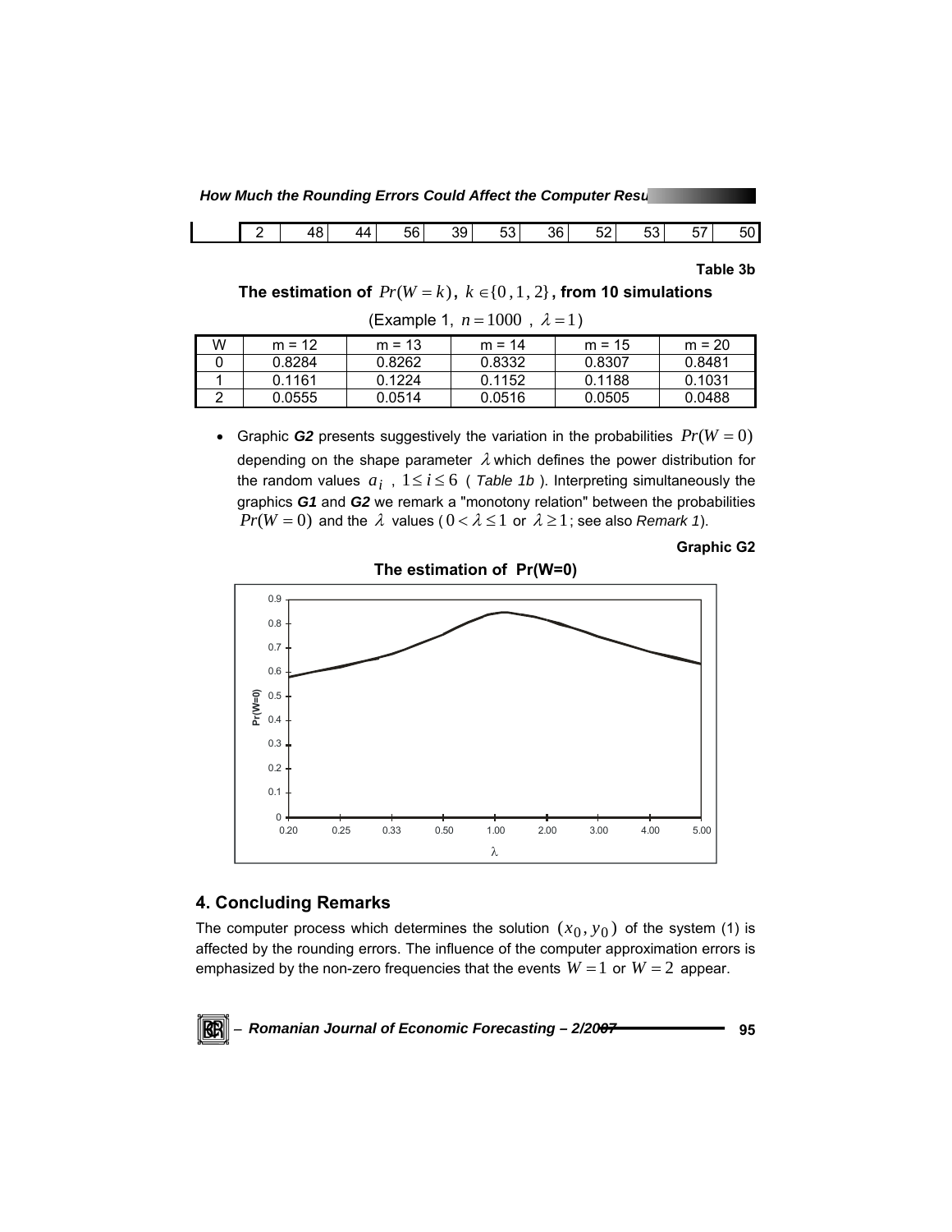| 2 | 48 | 44 | 56 | 39 | 53 | 36 | 52 | 53 | 57 | 50 |
|---|---|---|---|---|---|---|---|---|---|---|

**Table 3b**

**The estimation of $Pr(W = k)$, $k \in \{0, 1, 2\}$, from 10 simulations**

(Example 1, $n = 1000$ , $\lambda = 1$)

| W | m = 12 | m = 13 | m = 14 | m = 15 | m = 20 |
|---|---|---|---|---|---|
| 0 | 0.8284 | 0.8262 | 0.8332 | 0.8307 | 0.8481 |
| 1 | 0.1161 | 0.1224 | 0.1152 | 0.1188 | 0.1031 |
| 2 | 0.0555 | 0.0514 | 0.0516 | 0.0505 | 0.0488 |

- Graphic ***G2*** presents suggestively the variation in the probabilities $Pr(W = 0)$ depending on the shape parameter $\lambda$ which defines the power distribution for the random values $a_i$ , $1 \leq i \leq 6$ ( *Table 1b* ). Interpreting simultaneously the graphics ***G1*** and ***G2*** we remark a "monotony relation" between the probabilities $Pr(W = 0)$ and the $\lambda$ values ( $0 < \lambda \leq 1$ or $\lambda \geq 1$; see also *Remark 1*).

**Graphic G2**

**The estimation of Pr(W=0)**

## 4. Concluding Remarks

The computer process which determines the solution $(x_0, y_0)$ of the system (1) is affected by the rounding errors. The influence of the computer approximation errors is emphasized by the non-zero frequencies that the events $W = 1$ or $W = 2$ appear.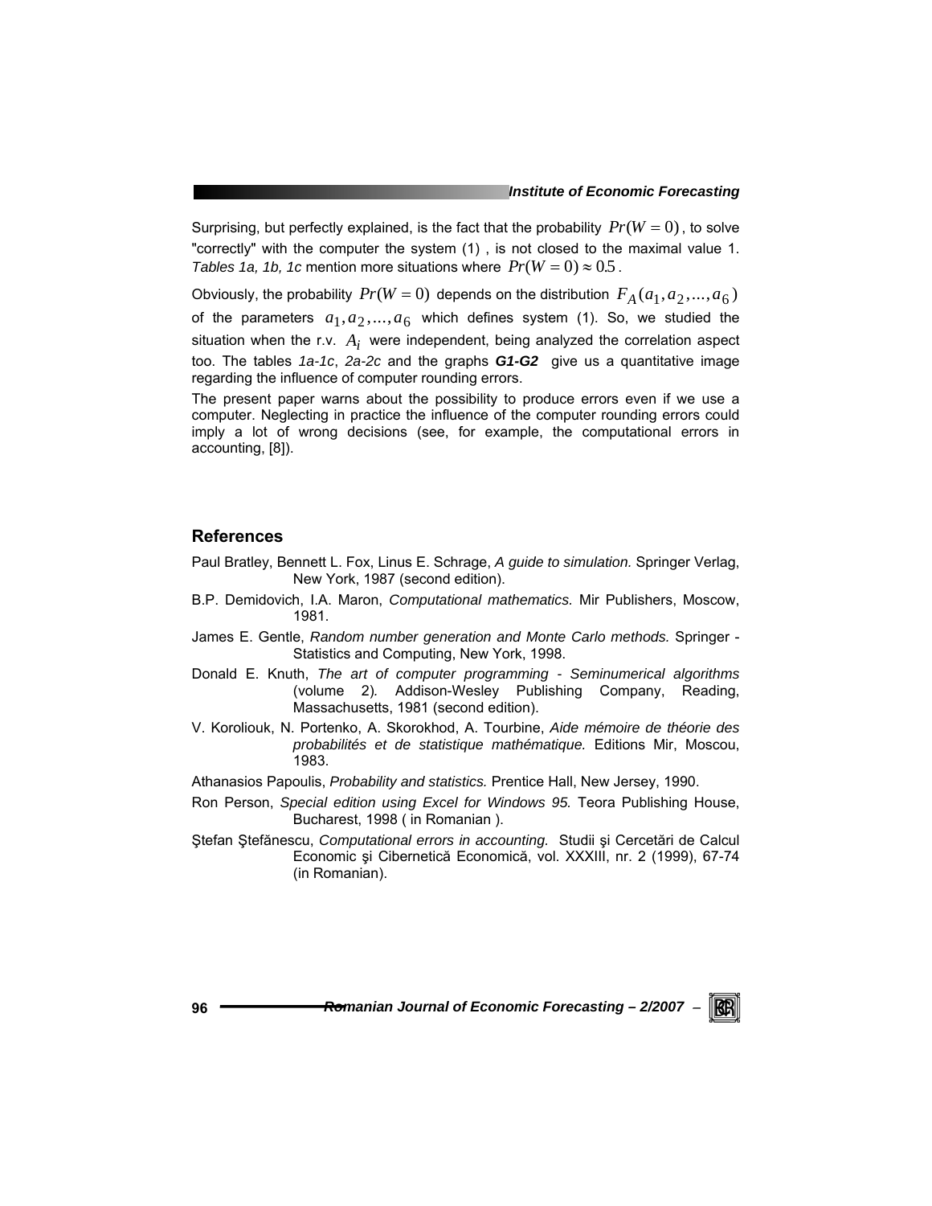Surprising, but perfectly explained, is the fact that the probability $Pr(W=0)$, to solve "correctly" with the computer the system (1) , is not closed to the maximal value 1. *Tables 1a, 1b, 1c* mention more situations where $Pr(W=0) \approx 0.5$.

Obviously, the probability $Pr(W=0)$ depends on the distribution $F_A(a_1, a_2, ..., a_6)$ of the parameters $a_1, a_2, ..., a_6$ which defines system (1). So, we studied the situation when the r.v. $A_i$ were independent, being analyzed the correlation aspect too. The tables *1a-1c*, *2a-2c* and the graphs ***G1-G2*** give us a quantitative image regarding the influence of computer rounding errors.

The present paper warns about the possibility to produce errors even if we use a computer. Neglecting in practice the influence of the computer rounding errors could imply a lot of wrong decisions (see, for example, the computational errors in accounting, [8]).

## References

Paul Bratley, Bennett L. Fox, Linus E. Schrage, *A guide to simulation.* Springer Verlag, New York, 1987 (second edition).

B.P. Demidovich, I.A. Maron, *Computational mathematics.* Mir Publishers, Moscow, 1981.

James E. Gentle, *Random number generation and Monte Carlo methods.* Springer - Statistics and Computing, New York, 1998.

Donald E. Knuth, *The art of computer programming - Seminumerical algorithms* (volume 2)*.* Addison-Wesley Publishing Company, Reading, Massachusetts, 1981 (second edition).

V. Koroliouk, N. Portenko, A. Skorokhod, A. Tourbine, *Aide mémoire de théorie des probabilités et de statistique mathématique.* Editions Mir, Moscou, 1983.

Athanasios Papoulis, *Probability and statistics.* Prentice Hall, New Jersey, 1990.

Ron Person, *Special edition using Excel for Windows 95.* Teora Publishing House, Bucharest, 1998 ( in Romanian ).

Ştefan Ştefănescu, *Computational errors in accounting.* Studii şi Cercetări de Calcul Economic şi Cibernetică Economică, vol. XXXIII, nr. 2 (1999), 67-74 (in Romanian).